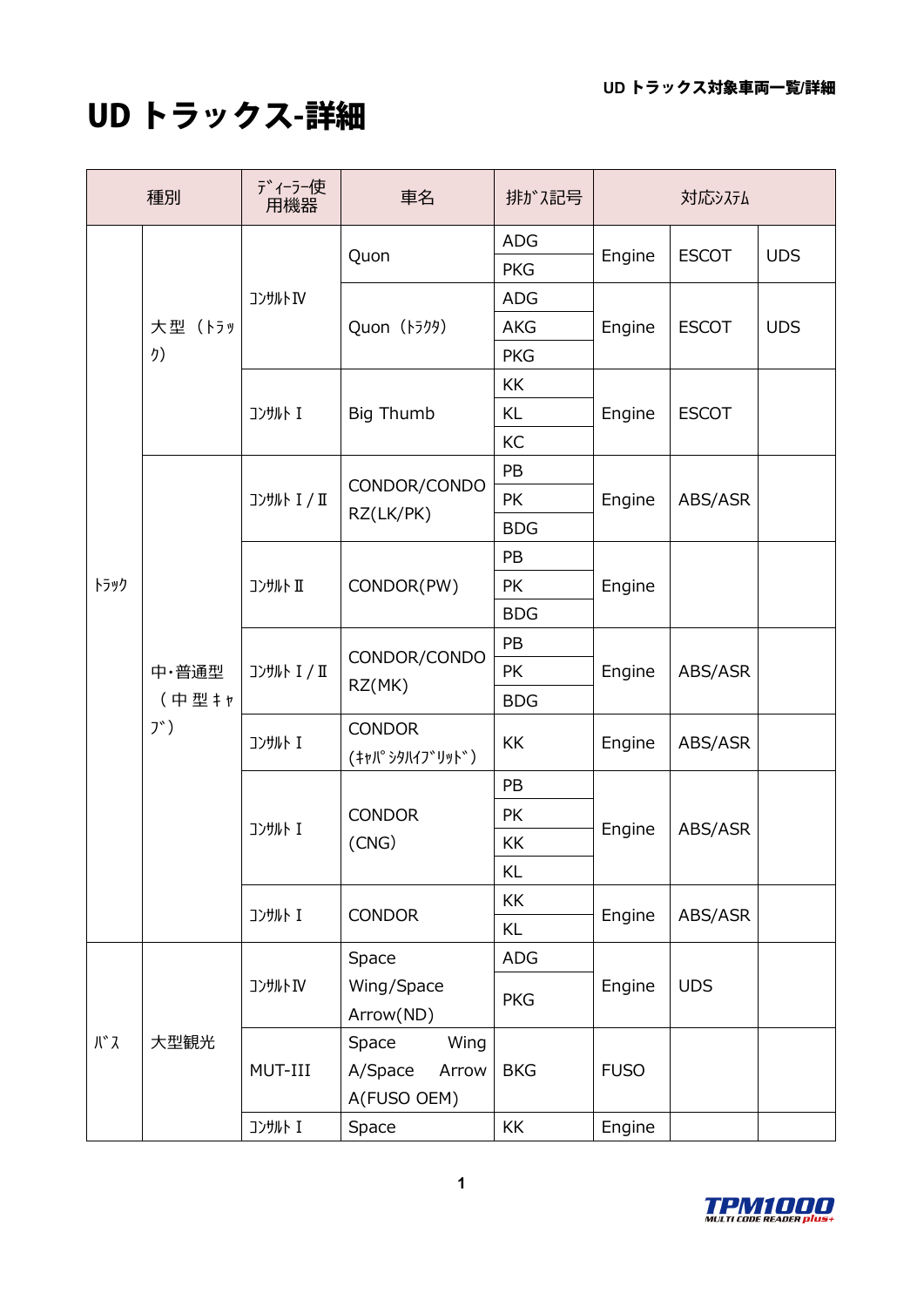# UD トラックス-詳細

| 種別 | | ﾃﾞｨｰﾗｰ使用機器 | 車名 | 排ｶﾞｽ記号 | 対応ｼｽﾃﾑ | | |
|---|---|---|---|---|---|---|---|
| ﾄﾗｯｸ | 大型（ﾄﾗｯｸ） | ｺﾝｻﾙﾄⅣ | Quon | ADG | Engine | ESCOT | UDS |
| | | | | PKG | | | |
| | | | Quon（ﾄﾗｸﾀ） | ADG | Engine | ESCOT | UDS |
| | | | | AKG | | | |
| | | | | PKG | | | |
| | | ｺﾝｻﾙﾄⅠ | Big Thumb | KK | Engine | ESCOT | |
| | | | | KL | | | |
| | | | | KC | | | |
| | 中･普通型（中型ｷｬﾌﾞ） | ｺﾝｻﾙﾄⅠ/Ⅱ | CONDOR/CONDOR Z(LK/PK) | PB | Engine | ABS/ASR | |
| | | | | PK | | | |
| | | | | BDG | | | |
| | | ｺﾝｻﾙﾄⅡ | CONDOR(PW) | PB | Engine | | |
| | | | | PK | | | |
| | | | | BDG | | | |
| | | ｺﾝｻﾙﾄⅠ/Ⅱ | CONDOR/CONDOR Z(MK) | PB | Engine | ABS/ASR | |
| | | | | PK | | | |
| | | | | BDG | | | |
| | | ｺﾝｻﾙﾄⅠ | CONDOR（ｷｬﾊﾟｼﾀﾊｲﾌﾞﾘｯﾄﾞ） | KK | Engine | ABS/ASR | |
| | | ｺﾝｻﾙﾄⅠ | CONDOR（CNG） | PB | Engine | ABS/ASR | |
| | | | | PK | | | |
| | | | | KK | | | |
| | | | | KL | | | |
| | | ｺﾝｻﾙﾄⅠ | CONDOR | KK | Engine | ABS/ASR | |
| | | | | KL | | | |
| ﾊﾞｽ | 大型観光 | ｺﾝｻﾙﾄⅣ | Space Wing/Space Arrow(ND) | ADG | Engine | UDS | |
| | | | | PKG | | | |
| | | MUT-III | Space Wing A/Space Arrow A(FUSO OEM) | BKG | FUSO | | |
| | | ｺﾝｻﾙﾄⅠ | Space | KK | Engine | | |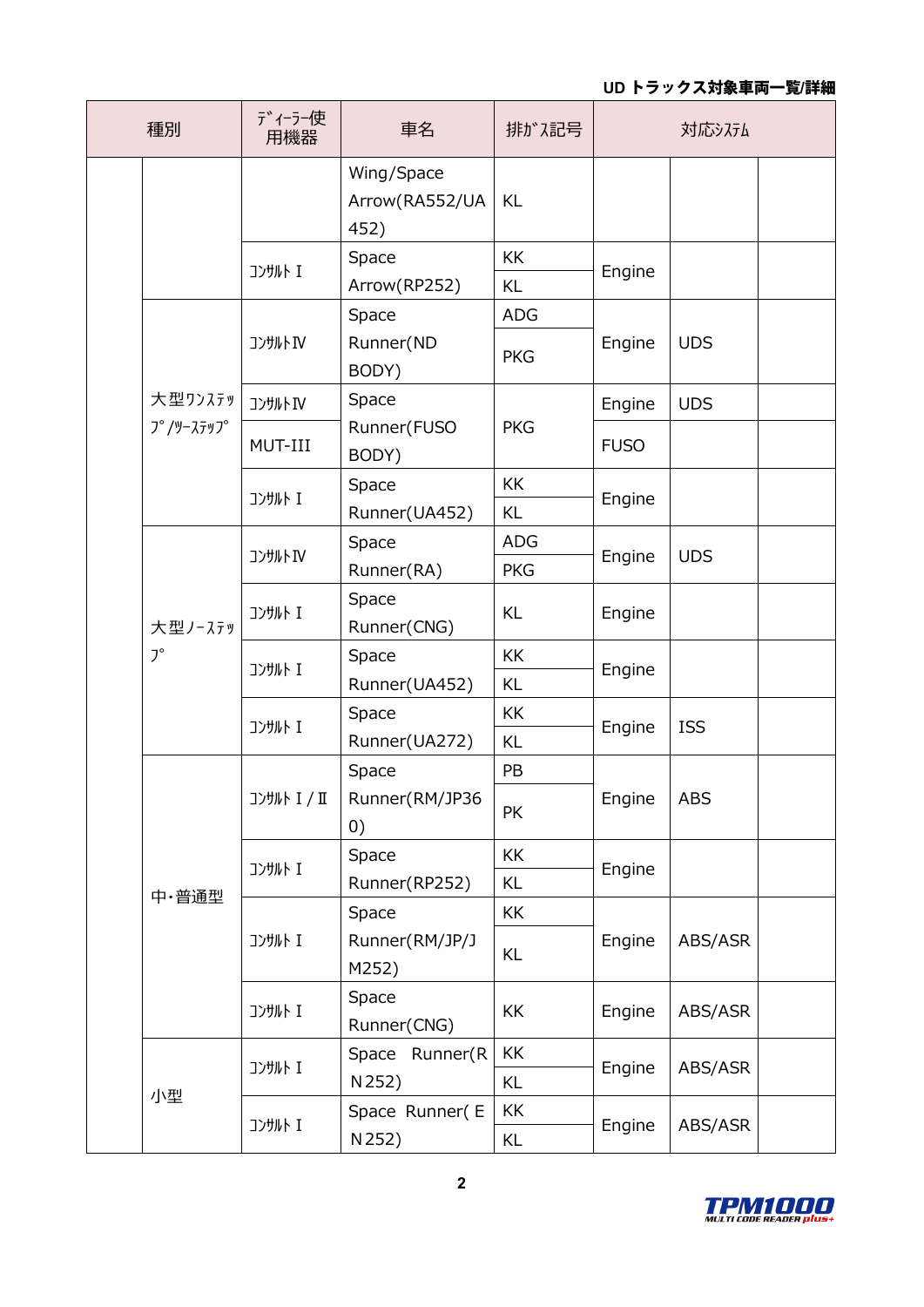UD トラックス対象車両一覧/詳細

| 種別 | | ﾃﾞｨｰﾗｰ使用機器 | 車名 | 排ｶﾞｽ記号 | 対応ｼｽﾃﾑ | | |
|---|---|---|---|---|---|---|---|
| | | | Wing/Space Arrow(RA552/UA452) | KL | | | |
| | | ｺﾝｻﾙﾄ I | Space Arrow(RP252) | KK | Engine | | |
| | | | | KL | | | |
| | 大型ﾜﾝｽﾃｯﾌﾟ/ﾂｰｽﾃｯﾌﾟ | ｺﾝｻﾙﾄIV | Space Runner(ND BODY) | ADG | Engine | UDS | |
| | | | | PKG | | | |
| | | ｺﾝｻﾙﾄIV | Space Runner(FUSO BODY) | PKG | Engine | UDS | |
| | | MUT-III | | | FUSO | | |
| | | ｺﾝｻﾙﾄ I | Space Runner(UA452) | KK | Engine | | |
| | | | | KL | | | |
| | 大型ﾉｰｽﾃｯﾌﾟ | ｺﾝｻﾙﾄIV | Space Runner(RA) | ADG | Engine | UDS | |
| | | | | PKG | | | |
| | | ｺﾝｻﾙﾄ I | Space Runner(CNG) | KL | Engine | | |
| | | ｺﾝｻﾙﾄ I | Space Runner(UA452) | KK | Engine | | |
| | | | | KL | | | |
| | | ｺﾝｻﾙﾄ I | Space Runner(UA272) | KK | Engine | ISS | |
| | | | | KL | | | |
| | 中・普通型 | ｺﾝｻﾙﾄ I / II | Space Runner(RM/JP360) | PB | Engine | ABS | |
| | | | | PK | | | |
| | | ｺﾝｻﾙﾄ I | Space Runner(RP252) | KK | Engine | | |
| | | | | KL | | | |
| | | ｺﾝｻﾙﾄ I | Space Runner(RM/JP/JM252) | KK | Engine | ABS/ASR | |
| | | | | KL | | | |
| | | ｺﾝｻﾙﾄ I | Space Runner(CNG) | KK | Engine | ABS/ASR | |
| | 小型 | ｺﾝｻﾙﾄ I | Space Runner(RN252) | KK | Engine | ABS/ASR | |
| | | | | KL | | | |
| | | ｺﾝｻﾙﾄ I | Space Runner(EN252) | KK | Engine | ABS/ASR | |
| | | | | KL | | | |